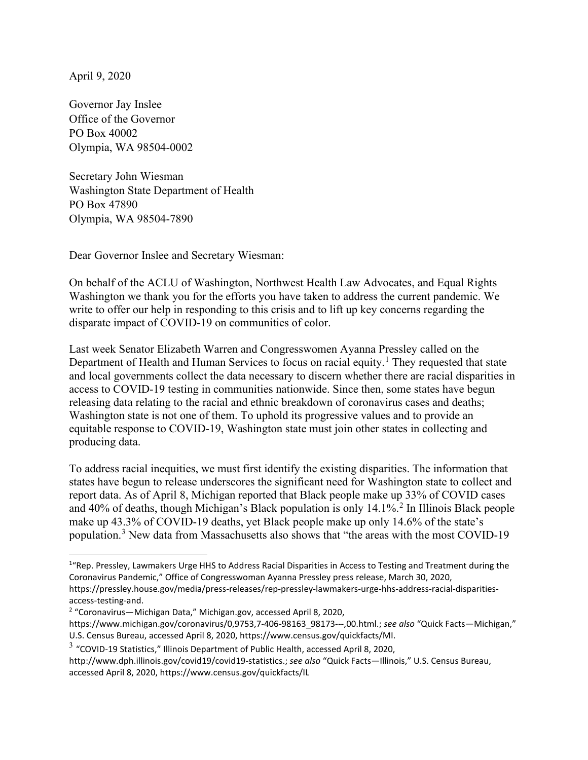April 9, 2020

Governor Jay Inslee
Office of the Governor
PO Box 40002
Olympia, WA 98504-0002

Secretary John Wiesman
Washington State Department of Health
PO Box 47890
Olympia, WA 98504-7890

Dear Governor Inslee and Secretary Wiesman:

On behalf of the ACLU of Washington, Northwest Health Law Advocates, and Equal Rights Washington we thank you for the efforts you have taken to address the current pandemic. We write to offer our help in responding to this crisis and to lift up key concerns regarding the disparate impact of COVID-19 on communities of color.

Last week Senator Elizabeth Warren and Congresswomen Ayanna Pressley called on the Department of Health and Human Services to focus on racial equity.[1] They requested that state and local governments collect the data necessary to discern whether there are racial disparities in access to COVID-19 testing in communities nationwide. Since then, some states have begun releasing data relating to the racial and ethnic breakdown of coronavirus cases and deaths; Washington state is not one of them. To uphold its progressive values and to provide an equitable response to COVID-19, Washington state must join other states in collecting and producing data.

To address racial inequities, we must first identify the existing disparities. The information that states have begun to release underscores the significant need for Washington state to collect and report data. As of April 8, Michigan reported that Black people make up 33% of COVID cases and 40% of deaths, though Michigan's Black population is only 14.1%.[2] In Illinois Black people make up 43.3% of COVID-19 deaths, yet Black people make up only 14.6% of the state's population.[3] New data from Massachusetts also shows that "the areas with the most COVID-19

---

[1] "Rep. Pressley, Lawmakers Urge HHS to Address Racial Disparities in Access to Testing and Treatment during the Coronavirus Pandemic," Office of Congresswoman Ayanna Pressley press release, March 30, 2020, https://pressley.house.gov/media/press-releases/rep-pressley-lawmakers-urge-hhs-address-racial-disparities-access-testing-and.

[2] "Coronavirus—Michigan Data," Michigan.gov, accessed April 8, 2020, https://www.michigan.gov/coronavirus/0,9753,7-406-98163_98173---,00.html.; *see also* "Quick Facts—Michigan," U.S. Census Bureau, accessed April 8, 2020, https://www.census.gov/quickfacts/MI.

[3] "COVID-19 Statistics," Illinois Department of Public Health, accessed April 8, 2020, http://www.dph.illinois.gov/covid19/covid19-statistics.; *see also* "Quick Facts—Illinois," U.S. Census Bureau, accessed April 8, 2020, https://www.census.gov/quickfacts/IL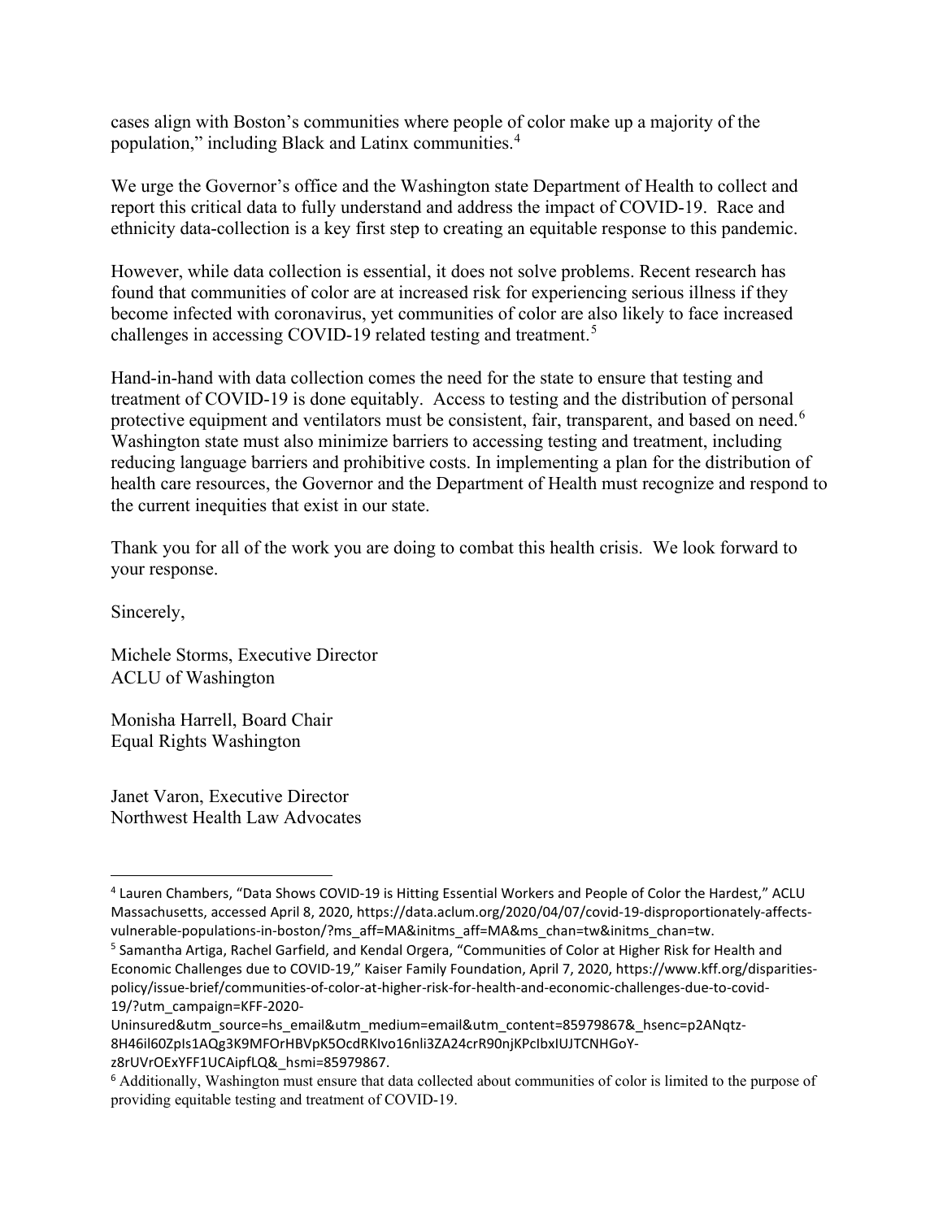cases align with Boston's communities where people of color make up a majority of the population," including Black and Latinx communities.[4]

We urge the Governor's office and the Washington state Department of Health to collect and report this critical data to fully understand and address the impact of COVID-19. Race and ethnicity data-collection is a key first step to creating an equitable response to this pandemic.

However, while data collection is essential, it does not solve problems. Recent research has found that communities of color are at increased risk for experiencing serious illness if they become infected with coronavirus, yet communities of color are also likely to face increased challenges in accessing COVID-19 related testing and treatment.[5]

Hand-in-hand with data collection comes the need for the state to ensure that testing and treatment of COVID-19 is done equitably. Access to testing and the distribution of personal protective equipment and ventilators must be consistent, fair, transparent, and based on need.[6] Washington state must also minimize barriers to accessing testing and treatment, including reducing language barriers and prohibitive costs. In implementing a plan for the distribution of health care resources, the Governor and the Department of Health must recognize and respond to the current inequities that exist in our state.

Thank you for all of the work you are doing to combat this health crisis. We look forward to your response.

Sincerely,

Michele Storms, Executive Director
ACLU of Washington

Monisha Harrell, Board Chair
Equal Rights Washington

Janet Varon, Executive Director
Northwest Health Law Advocates

---

[4] Lauren Chambers, "Data Shows COVID-19 is Hitting Essential Workers and People of Color the Hardest," ACLU Massachusetts, accessed April 8, 2020, https://data.aclum.org/2020/04/07/covid-19-disproportionately-affects-vulnerable-populations-in-boston/?ms_aff=MA&initms_aff=MA&ms_chan=tw&initms_chan=tw.

[5] Samantha Artiga, Rachel Garfield, and Kendal Orgera, "Communities of Color at Higher Risk for Health and Economic Challenges due to COVID-19," Kaiser Family Foundation, April 7, 2020, https://www.kff.org/disparities-policy/issue-brief/communities-of-color-at-higher-risk-for-health-and-economic-challenges-due-to-covid-19/?utm_campaign=KFF-2020-Uninsured&utm_source=hs_email&utm_medium=email&utm_content=85979867&_hsenc=p2ANqtz-8H46il60ZpIs1AQg3K9MFOrHBVpK5OcdRKIvo16nli3ZA24crR90njKPcIbxIUJTCNHGoY-z8rUVrOExYFF1UCAipfLQ&_hsmi=85979867.

[6] Additionally, Washington must ensure that data collected about communities of color is limited to the purpose of providing equitable testing and treatment of COVID-19.